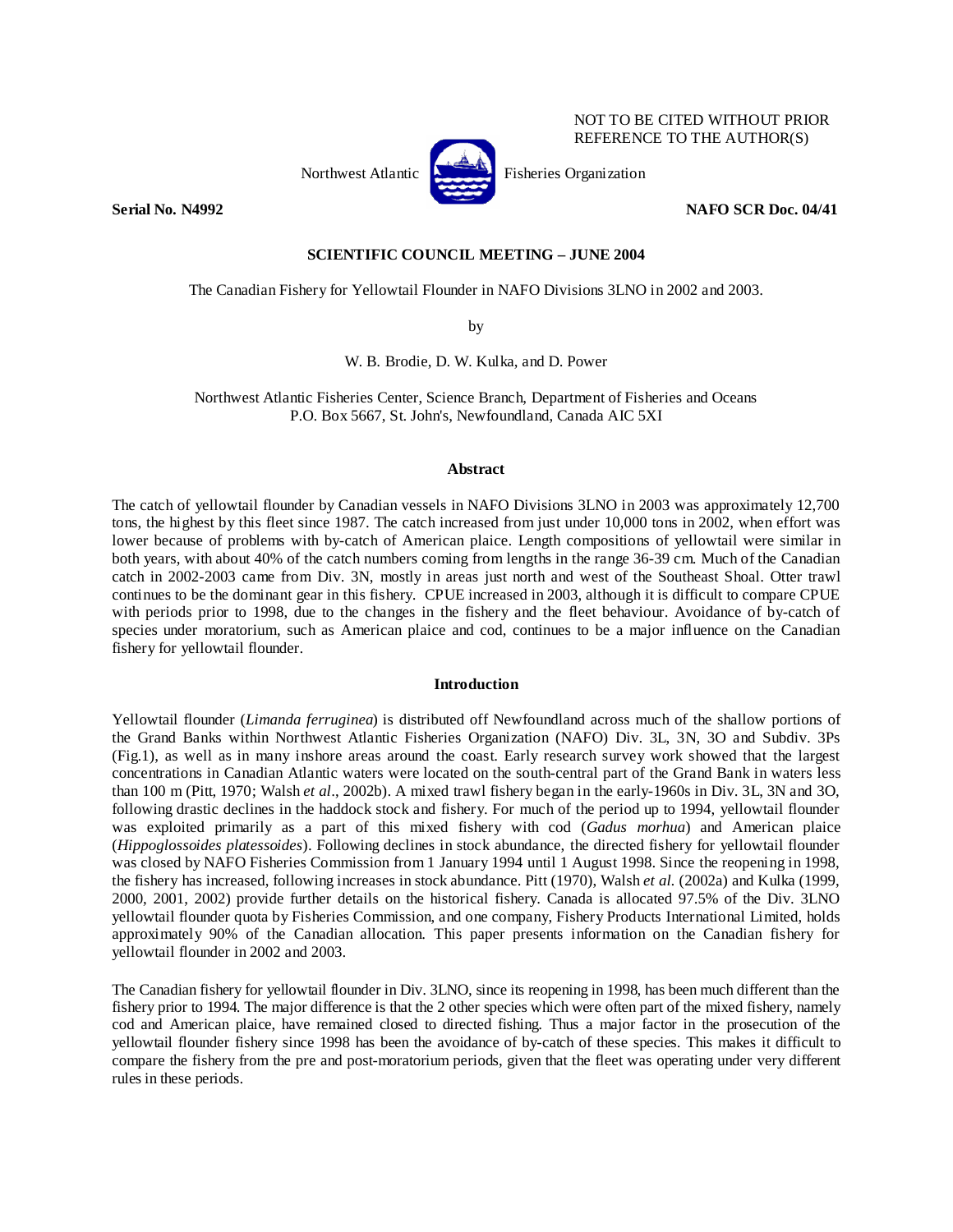NOT TO BE CITED WITHOUT PRIOR REFERENCE TO THE AUTHOR(S)

Northwest Atlantic Fisheries Organization

**Serial No. N4992** **NAFO SCR Doc. 04/41**

**SCIENTIFIC COUNCIL MEETING – JUNE 2004**

The Canadian Fishery for Yellowtail Flounder in NAFO Divisions 3LNO in 2002 and 2003.

by

W. B. Brodie, D. W. Kulka, and D. Power

Northwest Atlantic Fisheries Center, Science Branch, Department of Fisheries and Oceans
P.O. Box 5667, St. John's, Newfoundland, Canada AIC 5XI

## Abstract

The catch of yellowtail flounder by Canadian vessels in NAFO Divisions 3LNO in 2003 was approximately 12,700 tons, the highest by this fleet since 1987. The catch increased from just under 10,000 tons in 2002, when effort was lower because of problems with by-catch of American plaice. Length compositions of yellowtail were similar in both years, with about 40% of the catch numbers coming from lengths in the range 36-39 cm. Much of the Canadian catch in 2002-2003 came from Div. 3N, mostly in areas just north and west of the Southeast Shoal. Otter trawl continues to be the dominant gear in this fishery. CPUE increased in 2003, although it is difficult to compare CPUE with periods prior to 1998, due to the changes in the fishery and the fleet behaviour. Avoidance of by-catch of species under moratorium, such as American plaice and cod, continues to be a major influence on the Canadian fishery for yellowtail flounder.

## Introduction

Yellowtail flounder (*Limanda ferruginea*) is distributed off Newfoundland across much of the shallow portions of the Grand Banks within Northwest Atlantic Fisheries Organization (NAFO) Div. 3L, 3N, 3O and Subdiv. 3Ps (Fig.1), as well as in many inshore areas around the coast. Early research survey work showed that the largest concentrations in Canadian Atlantic waters were located on the south-central part of the Grand Bank in waters less than 100 m (Pitt, 1970; Walsh *et al*., 2002b). A mixed trawl fishery began in the early-1960s in Div. 3L, 3N and 3O, following drastic declines in the haddock stock and fishery. For much of the period up to 1994, yellowtail flounder was exploited primarily as a part of this mixed fishery with cod (*Gadus morhua*) and American plaice (*Hippoglossoides platessoides*). Following declines in stock abundance, the directed fishery for yellowtail flounder was closed by NAFO Fisheries Commission from 1 January 1994 until 1 August 1998. Since the reopening in 1998, the fishery has increased, following increases in stock abundance. Pitt (1970), Walsh *et al.* (2002a) and Kulka (1999, 2000, 2001, 2002) provide further details on the historical fishery. Canada is allocated 97.5% of the Div. 3LNO yellowtail flounder quota by Fisheries Commission, and one company, Fishery Products International Limited, holds approximately 90% of the Canadian allocation. This paper presents information on the Canadian fishery for yellowtail flounder in 2002 and 2003.

The Canadian fishery for yellowtail flounder in Div. 3LNO, since its reopening in 1998, has been much different than the fishery prior to 1994. The major difference is that the 2 other species which were often part of the mixed fishery, namely cod and American plaice, have remained closed to directed fishing. Thus a major factor in the prosecution of the yellowtail flounder fishery since 1998 has been the avoidance of by-catch of these species. This makes it difficult to compare the fishery from the pre and post-moratorium periods, given that the fleet was operating under very different rules in these periods.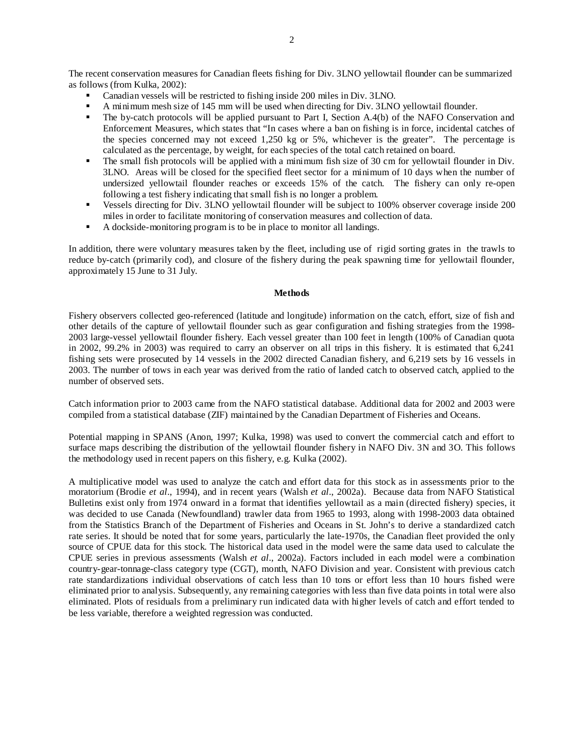The recent conservation measures for Canadian fleets fishing for Div. 3LNO yellowtail flounder can be summarized as follows (from Kulka, 2002):

- Canadian vessels will be restricted to fishing inside 200 miles in Div. 3LNO.
- A minimum mesh size of 145 mm will be used when directing for Div. 3LNO yellowtail flounder.
- The by-catch protocols will be applied pursuant to Part I, Section A.4(b) of the NAFO Conservation and Enforcement Measures, which states that "In cases where a ban on fishing is in force, incidental catches of the species concerned may not exceed 1,250 kg or 5%, whichever is the greater". The percentage is calculated as the percentage, by weight, for each species of the total catch retained on board.
- The small fish protocols will be applied with a minimum fish size of 30 cm for yellowtail flounder in Div. 3LNO. Areas will be closed for the specified fleet sector for a minimum of 10 days when the number of undersized yellowtail flounder reaches or exceeds 15% of the catch. The fishery can only re-open following a test fishery indicating that small fish is no longer a problem.
- Vessels directing for Div. 3LNO yellowtail flounder will be subject to 100% observer coverage inside 200 miles in order to facilitate monitoring of conservation measures and collection of data.
- A dockside-monitoring program is to be in place to monitor all landings.

In addition, there were voluntary measures taken by the fleet, including use of rigid sorting grates in the trawls to reduce by-catch (primarily cod), and closure of the fishery during the peak spawning time for yellowtail flounder, approximately 15 June to 31 July.

## Methods

Fishery observers collected geo-referenced (latitude and longitude) information on the catch, effort, size of fish and other details of the capture of yellowtail flounder such as gear configuration and fishing strategies from the 1998-2003 large-vessel yellowtail flounder fishery. Each vessel greater than 100 feet in length (100% of Canadian quota in 2002, 99.2% in 2003) was required to carry an observer on all trips in this fishery. It is estimated that 6,241 fishing sets were prosecuted by 14 vessels in the 2002 directed Canadian fishery, and 6,219 sets by 16 vessels in 2003. The number of tows in each year was derived from the ratio of landed catch to observed catch, applied to the number of observed sets.

Catch information prior to 2003 came from the NAFO statistical database. Additional data for 2002 and 2003 were compiled from a statistical database (ZIF) maintained by the Canadian Department of Fisheries and Oceans.

Potential mapping in SPANS (Anon, 1997; Kulka, 1998) was used to convert the commercial catch and effort to surface maps describing the distribution of the yellowtail flounder fishery in NAFO Div. 3N and 3O. This follows the methodology used in recent papers on this fishery, e.g. Kulka (2002).

A multiplicative model was used to analyze the catch and effort data for this stock as in assessments prior to the moratorium (Brodie *et al*., 1994), and in recent years (Walsh *et al*., 2002a). Because data from NAFO Statistical Bulletins exist only from 1974 onward in a format that identifies yellowtail as a main (directed fishery) species, it was decided to use Canada (Newfoundland) trawler data from 1965 to 1993, along with 1998-2003 data obtained from the Statistics Branch of the Department of Fisheries and Oceans in St. John's to derive a standardized catch rate series. It should be noted that for some years, particularly the late-1970s, the Canadian fleet provided the only source of CPUE data for this stock. The historical data used in the model were the same data used to calculate the CPUE series in previous assessments (Walsh *et al*., 2002a). Factors included in each model were a combination country-gear-tonnage-class category type (CGT), month, NAFO Division and year. Consistent with previous catch rate standardizations individual observations of catch less than 10 tons or effort less than 10 hours fished were eliminated prior to analysis. Subsequently, any remaining categories with less than five data points in total were also eliminated. Plots of residuals from a preliminary run indicated data with higher levels of catch and effort tended to be less variable, therefore a weighted regression was conducted.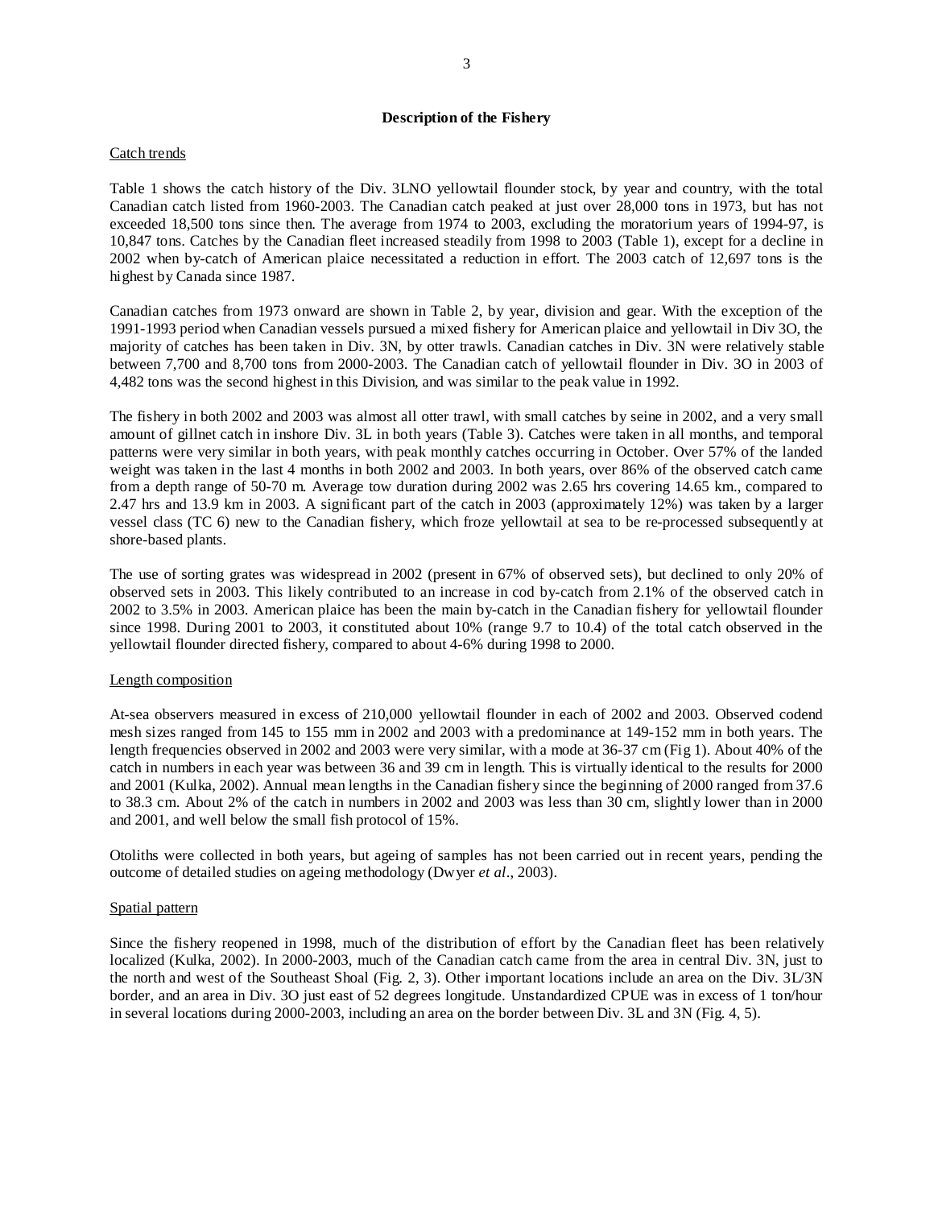## Description of the Fishery

### Catch trends

Table 1 shows the catch history of the Div. 3LNO yellowtail flounder stock, by year and country, with the total Canadian catch listed from 1960-2003. The Canadian catch peaked at just over 28,000 tons in 1973, but has not exceeded 18,500 tons since then. The average from 1974 to 2003, excluding the moratorium years of 1994-97, is 10,847 tons. Catches by the Canadian fleet increased steadily from 1998 to 2003 (Table 1), except for a decline in 2002 when by-catch of American plaice necessitated a reduction in effort. The 2003 catch of 12,697 tons is the highest by Canada since 1987.

Canadian catches from 1973 onward are shown in Table 2, by year, division and gear. With the exception of the 1991-1993 period when Canadian vessels pursued a mixed fishery for American plaice and yellowtail in Div 3O, the majority of catches has been taken in Div. 3N, by otter trawls. Canadian catches in Div. 3N were relatively stable between 7,700 and 8,700 tons from 2000-2003. The Canadian catch of yellowtail flounder in Div. 3O in 2003 of 4,482 tons was the second highest in this Division, and was similar to the peak value in 1992.

The fishery in both 2002 and 2003 was almost all otter trawl, with small catches by seine in 2002, and a very small amount of gillnet catch in inshore Div. 3L in both years (Table 3). Catches were taken in all months, and temporal patterns were very similar in both years, with peak monthly catches occurring in October. Over 57% of the landed weight was taken in the last 4 months in both 2002 and 2003. In both years, over 86% of the observed catch came from a depth range of 50-70 m. Average tow duration during 2002 was 2.65 hrs covering 14.65 km., compared to 2.47 hrs and 13.9 km in 2003. A significant part of the catch in 2003 (approximately 12%) was taken by a larger vessel class (TC 6) new to the Canadian fishery, which froze yellowtail at sea to be re-processed subsequently at shore-based plants.

The use of sorting grates was widespread in 2002 (present in 67% of observed sets), but declined to only 20% of observed sets in 2003. This likely contributed to an increase in cod by-catch from 2.1% of the observed catch in 2002 to 3.5% in 2003. American plaice has been the main by-catch in the Canadian fishery for yellowtail flounder since 1998. During 2001 to 2003, it constituted about 10% (range 9.7 to 10.4) of the total catch observed in the yellowtail flounder directed fishery, compared to about 4-6% during 1998 to 2000.

### Length composition

At-sea observers measured in excess of 210,000 yellowtail flounder in each of 2002 and 2003. Observed codend mesh sizes ranged from 145 to 155 mm in 2002 and 2003 with a predominance at 149-152 mm in both years. The length frequencies observed in 2002 and 2003 were very similar, with a mode at 36-37 cm (Fig 1). About 40% of the catch in numbers in each year was between 36 and 39 cm in length. This is virtually identical to the results for 2000 and 2001 (Kulka, 2002). Annual mean lengths in the Canadian fishery since the beginning of 2000 ranged from 37.6 to 38.3 cm. About 2% of the catch in numbers in 2002 and 2003 was less than 30 cm, slightly lower than in 2000 and 2001, and well below the small fish protocol of 15%.

Otoliths were collected in both years, but ageing of samples has not been carried out in recent years, pending the outcome of detailed studies on ageing methodology (Dwyer *et al*., 2003).

### Spatial pattern

Since the fishery reopened in 1998, much of the distribution of effort by the Canadian fleet has been relatively localized (Kulka, 2002). In 2000-2003, much of the Canadian catch came from the area in central Div. 3N, just to the north and west of the Southeast Shoal (Fig. 2, 3). Other important locations include an area on the Div. 3L/3N border, and an area in Div. 3O just east of 52 degrees longitude. Unstandardized CPUE was in excess of 1 ton/hour in several locations during 2000-2003, including an area on the border between Div. 3L and 3N (Fig. 4, 5).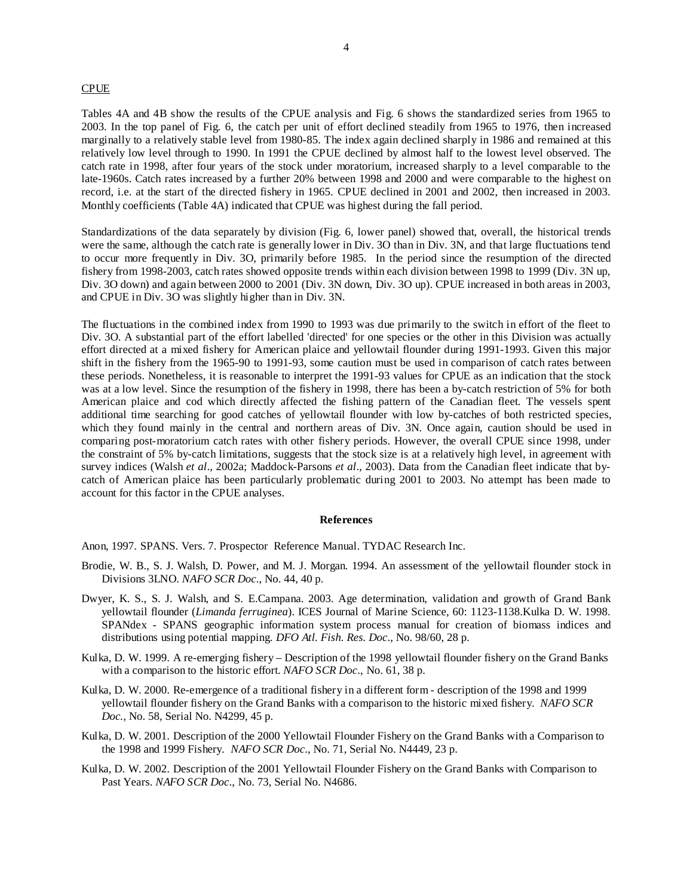## CPUE

Tables 4A and 4B show the results of the CPUE analysis and Fig. 6 shows the standardized series from 1965 to 2003. In the top panel of Fig. 6, the catch per unit of effort declined steadily from 1965 to 1976, then increased marginally to a relatively stable level from 1980-85. The index again declined sharply in 1986 and remained at this relatively low level through to 1990. In 1991 the CPUE declined by almost half to the lowest level observed. The catch rate in 1998, after four years of the stock under moratorium, increased sharply to a level comparable to the late-1960s. Catch rates increased by a further 20% between 1998 and 2000 and were comparable to the highest on record, i.e. at the start of the directed fishery in 1965. CPUE declined in 2001 and 2002, then increased in 2003. Monthly coefficients (Table 4A) indicated that CPUE was highest during the fall period.

Standardizations of the data separately by division (Fig. 6, lower panel) showed that, overall, the historical trends were the same, although the catch rate is generally lower in Div. 3O than in Div. 3N, and that large fluctuations tend to occur more frequently in Div. 3O, primarily before 1985. In the period since the resumption of the directed fishery from 1998-2003, catch rates showed opposite trends within each division between 1998 to 1999 (Div. 3N up, Div. 3O down) and again between 2000 to 2001 (Div. 3N down, Div. 3O up). CPUE increased in both areas in 2003, and CPUE in Div. 3O was slightly higher than in Div. 3N.

The fluctuations in the combined index from 1990 to 1993 was due primarily to the switch in effort of the fleet to Div. 3O. A substantial part of the effort labelled 'directed' for one species or the other in this Division was actually effort directed at a mixed fishery for American plaice and yellowtail flounder during 1991-1993. Given this major shift in the fishery from the 1965-90 to 1991-93, some caution must be used in comparison of catch rates between these periods. Nonetheless, it is reasonable to interpret the 1991-93 values for CPUE as an indication that the stock was at a low level. Since the resumption of the fishery in 1998, there has been a by-catch restriction of 5% for both American plaice and cod which directly affected the fishing pattern of the Canadian fleet. The vessels spent additional time searching for good catches of yellowtail flounder with low by-catches of both restricted species, which they found mainly in the central and northern areas of Div. 3N. Once again, caution should be used in comparing post-moratorium catch rates with other fishery periods. However, the overall CPUE since 1998, under the constraint of 5% by-catch limitations, suggests that the stock size is at a relatively high level, in agreement with survey indices (Walsh *et al*., 2002a; Maddock-Parsons *et al*., 2003). Data from the Canadian fleet indicate that by-catch of American plaice has been particularly problematic during 2001 to 2003. No attempt has been made to account for this factor in the CPUE analyses.

### References

Anon, 1997. SPANS. Vers. 7. Prospector Reference Manual. TYDAC Research Inc.

Brodie, W. B., S. J. Walsh, D. Power, and M. J. Morgan. 1994. An assessment of the yellowtail flounder stock in Divisions 3LNO. *NAFO SCR Doc*., No. 44, 40 p.

Dwyer, K. S., S. J. Walsh, and S. E.Campana. 2003. Age determination, validation and growth of Grand Bank yellowtail flounder (*Limanda ferruginea*). ICES Journal of Marine Science, 60: 1123-1138.Kulka D. W. 1998. SPANdex - SPANS geographic information system process manual for creation of biomass indices and distributions using potential mapping. *DFO Atl. Fish. Res. Doc*., No. 98/60, 28 p.

Kulka, D. W. 1999. A re-emerging fishery – Description of the 1998 yellowtail flounder fishery on the Grand Banks with a comparison to the historic effort. *NAFO SCR Doc*., No. 61, 38 p.

Kulka, D. W. 2000. Re-emergence of a traditional fishery in a different form - description of the 1998 and 1999 yellowtail flounder fishery on the Grand Banks with a comparison to the historic mixed fishery. *NAFO SCR Doc.*, No. 58, Serial No. N4299, 45 p.

Kulka, D. W. 2001. Description of the 2000 Yellowtail Flounder Fishery on the Grand Banks with a Comparison to the 1998 and 1999 Fishery. *NAFO SCR Doc*., No. 71, Serial No. N4449, 23 p.

Kulka, D. W. 2002. Description of the 2001 Yellowtail Flounder Fishery on the Grand Banks with Comparison to Past Years. *NAFO SCR Doc*., No. 73, Serial No. N4686.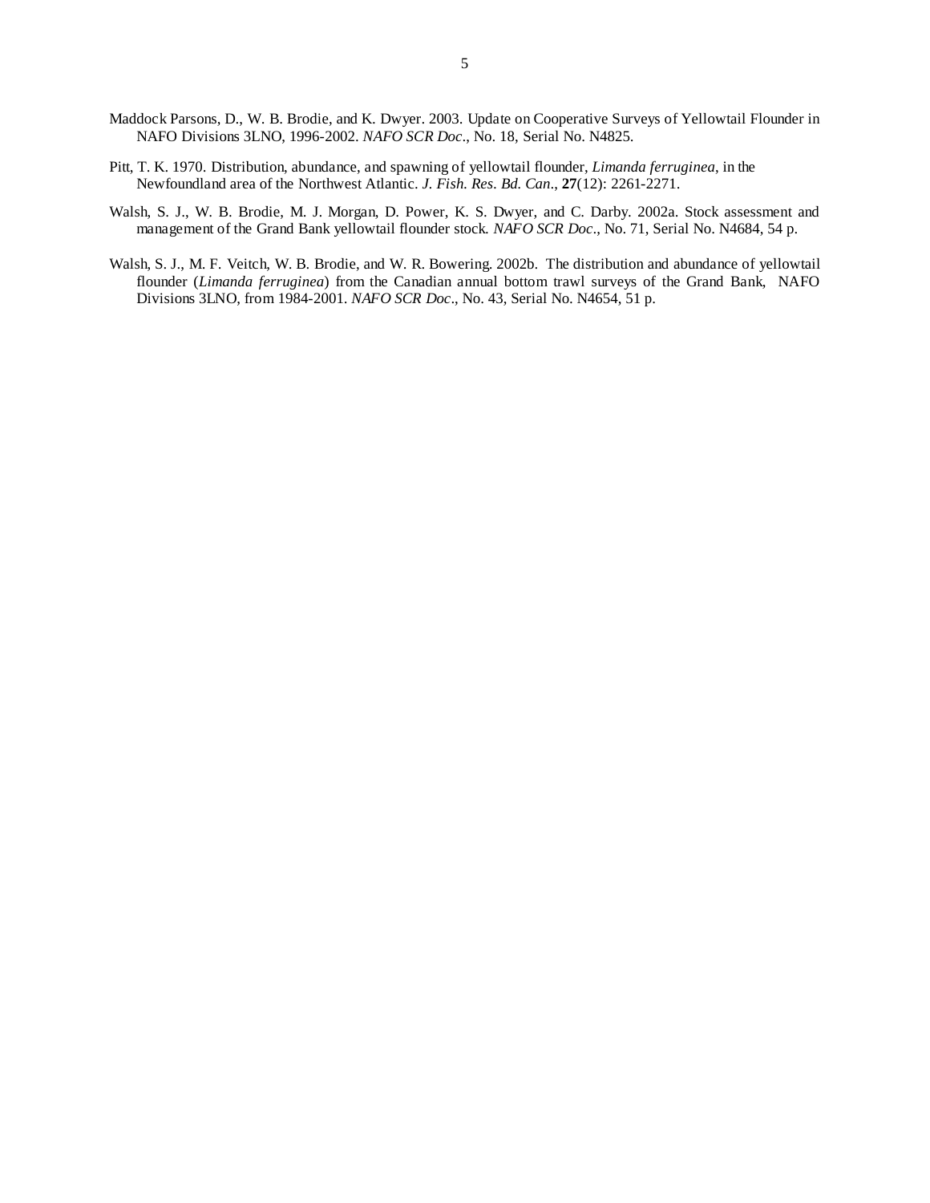Maddock Parsons, D., W. B. Brodie, and K. Dwyer. 2003. Update on Cooperative Surveys of Yellowtail Flounder in NAFO Divisions 3LNO, 1996-2002. *NAFO SCR Doc*., No. 18, Serial No. N4825.

Pitt, T. K. 1970. Distribution, abundance, and spawning of yellowtail flounder, *Limanda ferruginea*, in the Newfoundland area of the Northwest Atlantic. *J. Fish. Res. Bd. Can*., **27**(12): 2261-2271.

Walsh, S. J., W. B. Brodie, M. J. Morgan, D. Power, K. S. Dwyer, and C. Darby. 2002a. Stock assessment and management of the Grand Bank yellowtail flounder stock. *NAFO SCR Doc*., No. 71, Serial No. N4684, 54 p.

Walsh, S. J., M. F. Veitch, W. B. Brodie, and W. R. Bowering. 2002b. The distribution and abundance of yellowtail flounder (*Limanda ferruginea*) from the Canadian annual bottom trawl surveys of the Grand Bank, NAFO Divisions 3LNO, from 1984-2001. *NAFO SCR Doc*., No. 43, Serial No. N4654, 51 p.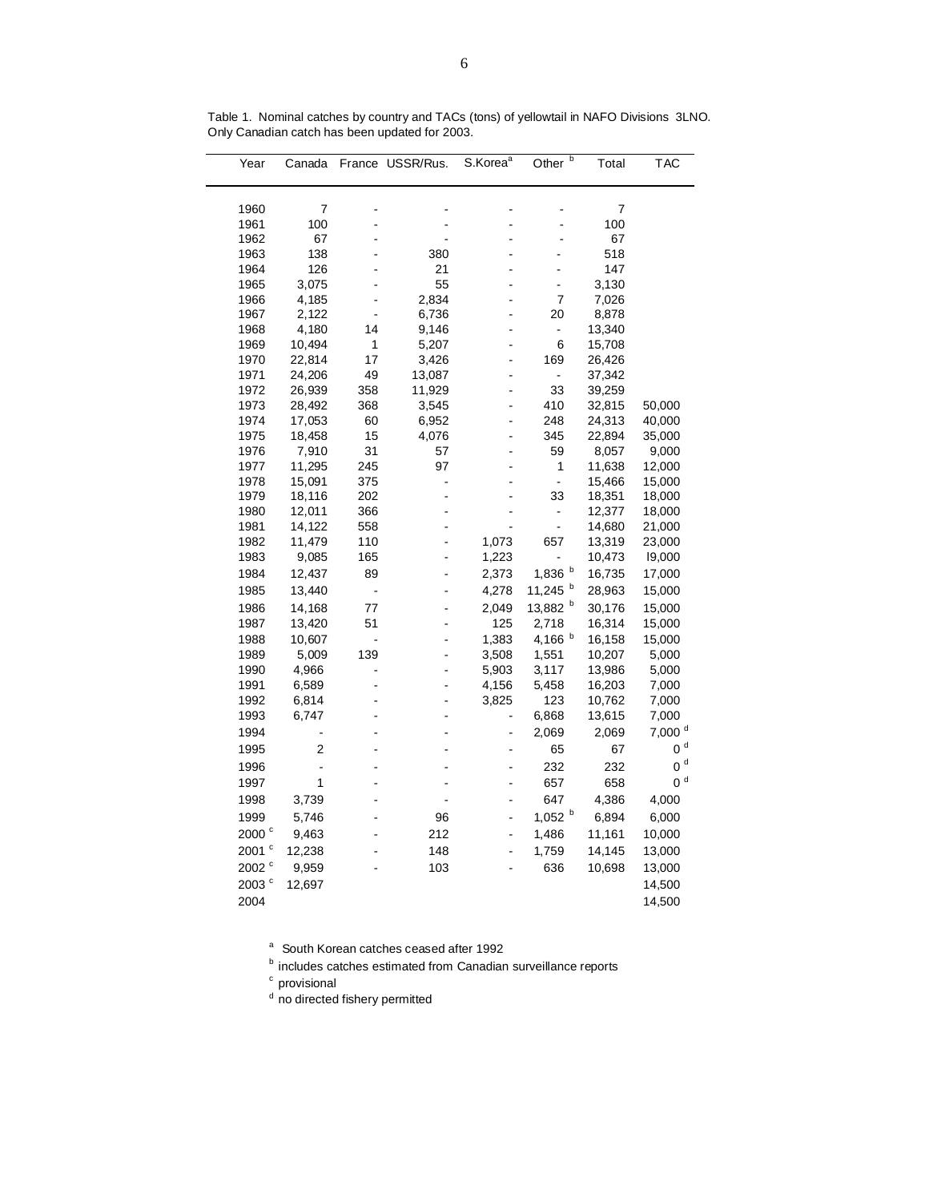Table 1. Nominal catches by country and TACs (tons) of yellowtail in NAFO Divisions 3LNO. Only Canadian catch has been updated for 2003.

| Year | Canada | France | USSR/Rus. | S.Korea[a] | Other [b] | Total | TAC |
|---|---|---|---|---|---|---|---|
| 1960 | 7 | - | - | - | - | 7 | |
| 1961 | 100 | - | - | - | - | 100 | |
| 1962 | 67 | - | - | - | - | 67 | |
| 1963 | 138 | - | 380 | - | - | 518 | |
| 1964 | 126 | - | 21 | - | - | 147 | |
| 1965 | 3,075 | - | 55 | - | - | 3,130 | |
| 1966 | 4,185 | - | 2,834 | - | 7 | 7,026 | |
| 1967 | 2,122 | - | 6,736 | - | 20 | 8,878 | |
| 1968 | 4,180 | 14 | 9,146 | - | - | 13,340 | |
| 1969 | 10,494 | 1 | 5,207 | - | 6 | 15,708 | |
| 1970 | 22,814 | 17 | 3,426 | - | 169 | 26,426 | |
| 1971 | 24,206 | 49 | 13,087 | - | - | 37,342 | |
| 1972 | 26,939 | 358 | 11,929 | - | 33 | 39,259 | |
| 1973 | 28,492 | 368 | 3,545 | - | 410 | 32,815 | 50,000 |
| 1974 | 17,053 | 60 | 6,952 | - | 248 | 24,313 | 40,000 |
| 1975 | 18,458 | 15 | 4,076 | - | 345 | 22,894 | 35,000 |
| 1976 | 7,910 | 31 | 57 | - | 59 | 8,057 | 9,000 |
| 1977 | 11,295 | 245 | 97 | - | 1 | 11,638 | 12,000 |
| 1978 | 15,091 | 375 | - | - | - | 15,466 | 15,000 |
| 1979 | 18,116 | 202 | - | - | 33 | 18,351 | 18,000 |
| 1980 | 12,011 | 366 | - | - | - | 12,377 | 18,000 |
| 1981 | 14,122 | 558 | - | - | - | 14,680 | 21,000 |
| 1982 | 11,479 | 110 | - | 1,073 | 657 | 13,319 | 23,000 |
| 1983 | 9,085 | 165 | - | 1,223 | - | 10,473 | l9,000 |
| 1984 | 12,437 | 89 | - | 2,373 | 1,836 [b] | 16,735 | 17,000 |
| 1985 | 13,440 | - | - | 4,278 | 11,245 [b] | 28,963 | 15,000 |
| 1986 | 14,168 | 77 | - | 2,049 | 13,882 [b] | 30,176 | 15,000 |
| 1987 | 13,420 | 51 | - | 125 | 2,718 | 16,314 | 15,000 |
| 1988 | 10,607 | - | - | 1,383 | 4,166 [b] | 16,158 | 15,000 |
| 1989 | 5,009 | 139 | - | 3,508 | 1,551 | 10,207 | 5,000 |
| 1990 | 4,966 | - | - | 5,903 | 3,117 | 13,986 | 5,000 |
| 1991 | 6,589 | - | - | 4,156 | 5,458 | 16,203 | 7,000 |
| 1992 | 6,814 | - | - | 3,825 | 123 | 10,762 | 7,000 |
| 1993 | 6,747 | - | - | - | 6,868 | 13,615 | 7,000 |
| 1994 | - | - | - | - | 2,069 | 2,069 | 7,000 [d] |
| 1995 | 2 | - | - | - | 65 | 67 | 0 [d] |
| 1996 | - | - | - | - | 232 | 232 | 0 [d] |
| 1997 | 1 | - | - | - | 657 | 658 | 0 [d] |
| 1998 | 3,739 | - | - | - | 647 | 4,386 | 4,000 |
| 1999 | 5,746 | - | 96 | - | 1,052 [b] | 6,894 | 6,000 |
| 2000 [c] | 9,463 | - | 212 | - | 1,486 | 11,161 | 10,000 |
| 2001 [c] | 12,238 | - | 148 | - | 1,759 | 14,145 | 13,000 |
| 2002 [c] | 9,959 | - | 103 | - | 636 | 10,698 | 13,000 |
| 2003 [c] | 12,697 | | | | | | 14,500 |
| 2004 | | | | | | | 14,500 |

[a] South Korean catches ceased after 1992

[b] includes catches estimated from Canadian surveillance reports

[c] provisional

[d] no directed fishery permitted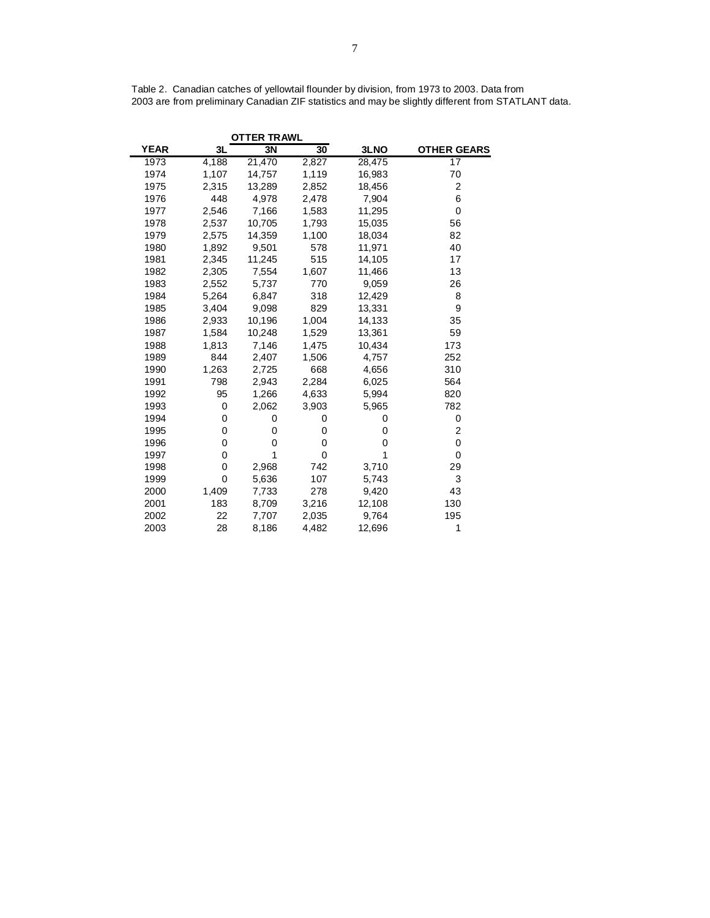Table 2. Canadian catches of yellowtail flounder by division, from 1973 to 2003. Data from 2003 are from preliminary Canadian ZIF statistics and may be slightly different from STATLANT data.

| | OTTER TRAWL | | | | |
|---|---|---|---|---|---|
| **YEAR** | **3L** | **3N** | **3O** | **3LNO** | **OTHER GEARS** |
| 1973 | 4,188 | 21,470 | 2,827 | 28,475 | 17 |
| 1974 | 1,107 | 14,757 | 1,119 | 16,983 | 70 |
| 1975 | 2,315 | 13,289 | 2,852 | 18,456 | 2 |
| 1976 | 448 | 4,978 | 2,478 | 7,904 | 6 |
| 1977 | 2,546 | 7,166 | 1,583 | 11,295 | 0 |
| 1978 | 2,537 | 10,705 | 1,793 | 15,035 | 56 |
| 1979 | 2,575 | 14,359 | 1,100 | 18,034 | 82 |
| 1980 | 1,892 | 9,501 | 578 | 11,971 | 40 |
| 1981 | 2,345 | 11,245 | 515 | 14,105 | 17 |
| 1982 | 2,305 | 7,554 | 1,607 | 11,466 | 13 |
| 1983 | 2,552 | 5,737 | 770 | 9,059 | 26 |
| 1984 | 5,264 | 6,847 | 318 | 12,429 | 8 |
| 1985 | 3,404 | 9,098 | 829 | 13,331 | 9 |
| 1986 | 2,933 | 10,196 | 1,004 | 14,133 | 35 |
| 1987 | 1,584 | 10,248 | 1,529 | 13,361 | 59 |
| 1988 | 1,813 | 7,146 | 1,475 | 10,434 | 173 |
| 1989 | 844 | 2,407 | 1,506 | 4,757 | 252 |
| 1990 | 1,263 | 2,725 | 668 | 4,656 | 310 |
| 1991 | 798 | 2,943 | 2,284 | 6,025 | 564 |
| 1992 | 95 | 1,266 | 4,633 | 5,994 | 820 |
| 1993 | 0 | 2,062 | 3,903 | 5,965 | 782 |
| 1994 | 0 | 0 | 0 | 0 | 0 |
| 1995 | 0 | 0 | 0 | 0 | 2 |
| 1996 | 0 | 0 | 0 | 0 | 0 |
| 1997 | 0 | 1 | 0 | 1 | 0 |
| 1998 | 0 | 2,968 | 742 | 3,710 | 29 |
| 1999 | 0 | 5,636 | 107 | 5,743 | 3 |
| 2000 | 1,409 | 7,733 | 278 | 9,420 | 43 |
| 2001 | 183 | 8,709 | 3,216 | 12,108 | 130 |
| 2002 | 22 | 7,707 | 2,035 | 9,764 | 195 |
| 2003 | 28 | 8,186 | 4,482 | 12,696 | 1 |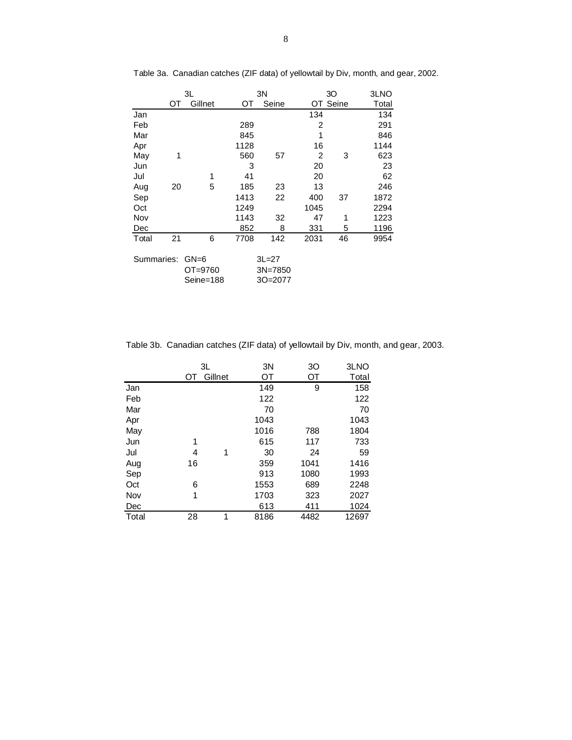Table 3a. Canadian catches (ZIF data) of yellowtail by Div, month, and gear, 2002.

| | 3L | | 3N | | 3O | | 3LNO |
|---|---|---|---|---|---|---|---|
| | OT | Gillnet | OT | Seine | OT | Seine | Total |
| Jan | | | | | 134 | | 134 |
| Feb | | | 289 | | 2 | | 291 |
| Mar | | | 845 | | 1 | | 846 |
| Apr | | | 1128 | | 16 | | 1144 |
| May | 1 | | 560 | 57 | 2 | 3 | 623 |
| Jun | | | 3 | | 20 | | 23 |
| Jul | | 1 | 41 | | 20 | | 62 |
| Aug | 20 | 5 | 185 | 23 | 13 | | 246 |
| Sep | | | 1413 | 22 | 400 | 37 | 1872 |
| Oct | | | 1249 | | 1045 | | 2294 |
| Nov | | | 1143 | 32 | 47 | 1 | 1223 |
| Dec | | | 852 | 8 | 331 | 5 | 1196 |
| Total | 21 | 6 | 7708 | 142 | 2031 | 46 | 9954 |

Summaries: GN=6 3L=27
OT=9760 3N=7850
Seine=188 3O=2077

Table 3b. Canadian catches (ZIF data) of yellowtail by Div, month, and gear, 2003.

| | 3L | | 3N | 3O | 3LNO |
|---|---|---|---|---|---|
| | OT | Gillnet | OT | OT | Total |
| Jan | | | 149 | 9 | 158 |
| Feb | | | 122 | | 122 |
| Mar | | | 70 | | 70 |
| Apr | | | 1043 | | 1043 |
| May | | | 1016 | 788 | 1804 |
| Jun | 1 | | 615 | 117 | 733 |
| Jul | 4 | 1 | 30 | 24 | 59 |
| Aug | 16 | | 359 | 1041 | 1416 |
| Sep | | | 913 | 1080 | 1993 |
| Oct | 6 | | 1553 | 689 | 2248 |
| Nov | 1 | | 1703 | 323 | 2027 |
| Dec | | | 613 | 411 | 1024 |
| Total | 28 | 1 | 8186 | 4482 | 12697 |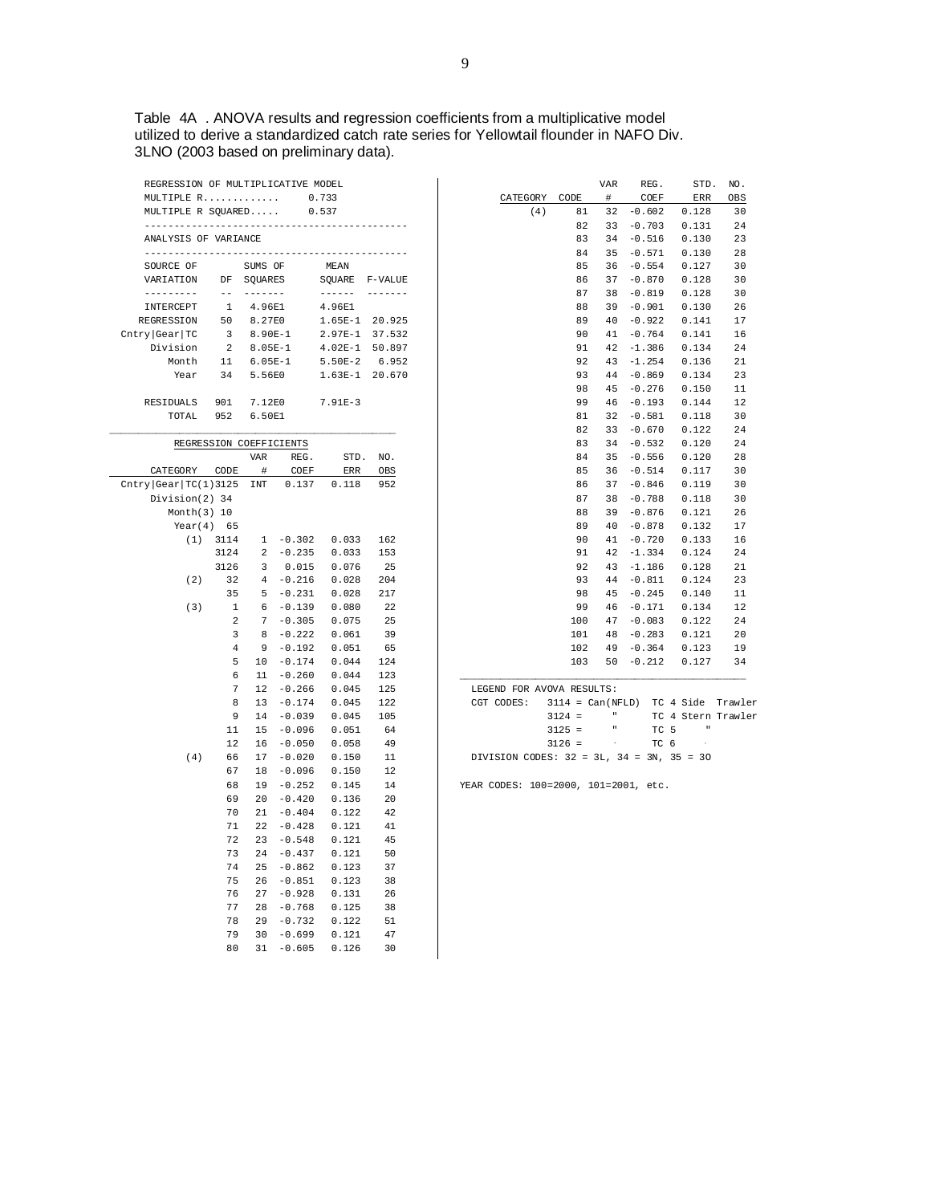Table 4A . ANOVA results and regression coefficients from a multiplicative model utilized to derive a standardized catch rate series for Yellowtail flounder in NAFO Div. 3LNO (2003 based on preliminary data).

REGRESSION OF MULTIPLICATIVE MODEL

MULTIPLE R............ 0.733

MULTIPLE R SQUARED..... 0.537

ANALYSIS OF VARIANCE

| SOURCE OF VARIATION | DF | SUMS OF SQUARES | MEAN SQUARE | F-VALUE |
|---|---|---|---|---|
| INTERCEPT | 1 | 4.96E1 | 4.96E1 | |
| REGRESSION | 50 | 8.27E0 | 1.65E-1 | 20.925 |
| Cntry\|Gear\|TC | 3 | 8.90E-1 | 2.97E-1 | 37.532 |
| Division | 2 | 8.05E-1 | 4.02E-1 | 50.897 |
| Month | 11 | 6.05E-1 | 5.50E-2 | 6.952 |
| Year | 34 | 5.56E0 | 1.63E-1 | 20.670 |
| RESIDUALS | 901 | 7.12E0 | 7.91E-3 | |
| TOTAL | 952 | 6.50E1 | | |

REGRESSION COEFFICIENTS

| CATEGORY | CODE | VAR # | REG. COEF | STD. ERR | NO. OBS |
|---|---|---|---|---|---|
| Cntry\|Gear\|TC(1)3125 | | INT | 0.137 | 0.118 | 952 |
| Division(2) 34 | | | | | |
| Month(3) 10 | | | | | |
| Year(4) 65 | | | | | |
| (1) | 3114 | 1 | -0.302 | 0.033 | 162 |
| | 3124 | 2 | -0.235 | 0.033 | 153 |
| | 3126 | 3 | 0.015 | 0.076 | 25 |
| (2) | 32 | 4 | -0.216 | 0.028 | 204 |
| | 35 | 5 | -0.231 | 0.028 | 217 |
| (3) | 1 | 6 | -0.139 | 0.080 | 22 |
| | 2 | 7 | -0.305 | 0.075 | 25 |
| | 3 | 8 | -0.222 | 0.061 | 39 |
| | 4 | 9 | -0.192 | 0.051 | 65 |
| | 5 | 10 | -0.174 | 0.044 | 124 |
| | 6 | 11 | -0.260 | 0.044 | 123 |
| | 7 | 12 | -0.266 | 0.045 | 125 |
| | 8 | 13 | -0.174 | 0.045 | 122 |
| | 9 | 14 | -0.039 | 0.045 | 105 |
| | 11 | 15 | -0.096 | 0.051 | 64 |
| | 12 | 16 | -0.050 | 0.058 | 49 |
| (4) | 66 | 17 | -0.020 | 0.150 | 11 |
| | 67 | 18 | -0.096 | 0.150 | 12 |
| | 68 | 19 | -0.252 | 0.145 | 14 |
| | 69 | 20 | -0.420 | 0.136 | 20 |
| | 70 | 21 | -0.404 | 0.122 | 42 |
| | 71 | 22 | -0.428 | 0.121 | 41 |
| | 72 | 23 | -0.548 | 0.121 | 45 |
| | 73 | 24 | -0.437 | 0.121 | 50 |
| | 74 | 25 | -0.862 | 0.123 | 37 |
| | 75 | 26 | -0.851 | 0.123 | 38 |
| | 76 | 27 | -0.928 | 0.131 | 26 |
| | 77 | 28 | -0.768 | 0.125 | 38 |
| | 78 | 29 | -0.732 | 0.122 | 51 |
| | 79 | 30 | -0.699 | 0.121 | 47 |
| | 80 | 31 | -0.605 | 0.126 | 30 |
| (4) | 81 | 32 | -0.602 | 0.128 | 30 |
| | 82 | 33 | -0.703 | 0.131 | 24 |
| | 83 | 34 | -0.516 | 0.130 | 23 |
| | 84 | 35 | -0.571 | 0.130 | 28 |
| | 85 | 36 | -0.554 | 0.127 | 30 |
| | 86 | 37 | -0.870 | 0.128 | 30 |
| | 87 | 38 | -0.819 | 0.128 | 30 |
| | 88 | 39 | -0.901 | 0.130 | 26 |
| | 89 | 40 | -0.922 | 0.141 | 17 |
| | 90 | 41 | -0.764 | 0.141 | 16 |
| | 91 | 42 | -1.386 | 0.134 | 24 |
| | 92 | 43 | -1.254 | 0.136 | 21 |
| | 93 | 44 | -0.869 | 0.134 | 23 |
| | 98 | 45 | -0.276 | 0.150 | 11 |
| | 99 | 46 | -0.193 | 0.144 | 12 |
| | 81 | 32 | -0.581 | 0.118 | 30 |
| | 82 | 33 | -0.670 | 0.122 | 24 |
| | 83 | 34 | -0.532 | 0.120 | 24 |
| | 84 | 35 | -0.556 | 0.120 | 28 |
| | 85 | 36 | -0.514 | 0.117 | 30 |
| | 86 | 37 | -0.846 | 0.119 | 30 |
| | 87 | 38 | -0.788 | 0.118 | 30 |
| | 88 | 39 | -0.876 | 0.121 | 26 |
| | 89 | 40 | -0.878 | 0.132 | 17 |
| | 90 | 41 | -0.720 | 0.133 | 16 |
| | 91 | 42 | -1.334 | 0.124 | 24 |
| | 92 | 43 | -1.186 | 0.128 | 21 |
| | 93 | 44 | -0.811 | 0.124 | 23 |
| | 98 | 45 | -0.245 | 0.140 | 11 |
| | 99 | 46 | -0.171 | 0.134 | 12 |
| | 100 | 47 | -0.083 | 0.122 | 24 |
| | 101 | 48 | -0.283 | 0.121 | 20 |
| | 102 | 49 | -0.364 | 0.123 | 19 |
| | 103 | 50 | -0.212 | 0.127 | 34 |

LEGEND FOR AVOVA RESULTS:

CGT CODES: 3114 = Can(NFLD) TC 4 Side Trawler
3124 = " TC 4 Stern Trawler
3125 = " TC 5 "
3126 = " TC 6 "

DIVISION CODES: 32 = 3L, 34 = 3N, 35 = 3O

YEAR CODES: 100=2000, 101=2001, etc.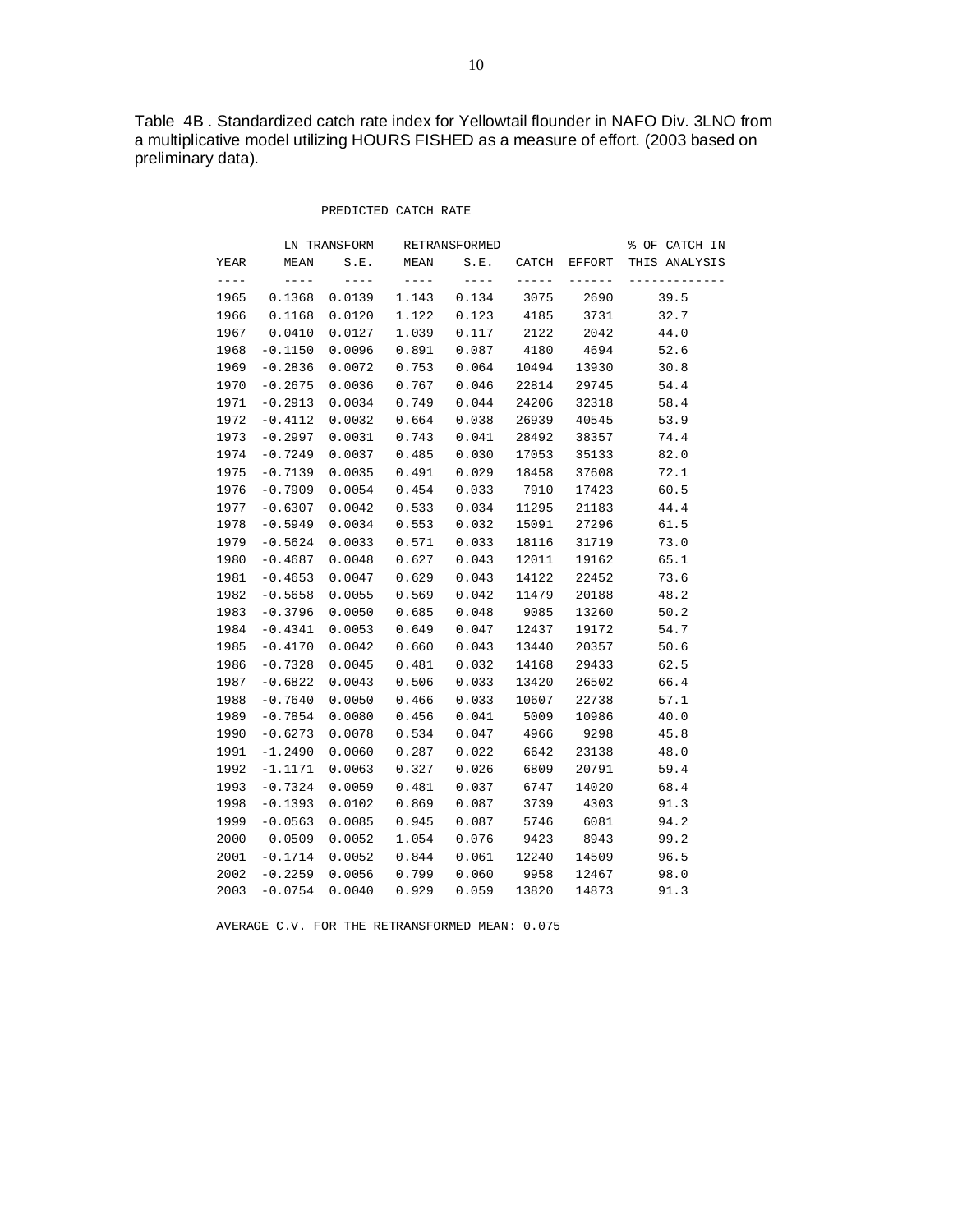Table 4B . Standardized catch rate index for Yellowtail flounder in NAFO Div. 3LNO from a multiplicative model utilizing HOURS FISHED as a measure of effort. (2003 based on preliminary data).

PREDICTED CATCH RATE

| YEAR | LN TRANSFORM MEAN | LN TRANSFORM S.E. | RETRANSFORMED MEAN | RETRANSFORMED S.E. | CATCH | EFFORT | % OF CATCH IN THIS ANALYSIS |
|---|---|---|---|---|---|---|---|
| 1965 | 0.1368 | 0.0139 | 1.143 | 0.134 | 3075 | 2690 | 39.5 |
| 1966 | 0.1168 | 0.0120 | 1.122 | 0.123 | 4185 | 3731 | 32.7 |
| 1967 | 0.0410 | 0.0127 | 1.039 | 0.117 | 2122 | 2042 | 44.0 |
| 1968 | -0.1150 | 0.0096 | 0.891 | 0.087 | 4180 | 4694 | 52.6 |
| 1969 | -0.2836 | 0.0072 | 0.753 | 0.064 | 10494 | 13930 | 30.8 |
| 1970 | -0.2675 | 0.0036 | 0.767 | 0.046 | 22814 | 29745 | 54.4 |
| 1971 | -0.2913 | 0.0034 | 0.749 | 0.044 | 24206 | 32318 | 58.4 |
| 1972 | -0.4112 | 0.0032 | 0.664 | 0.038 | 26939 | 40545 | 53.9 |
| 1973 | -0.2997 | 0.0031 | 0.743 | 0.041 | 28492 | 38357 | 74.4 |
| 1974 | -0.7249 | 0.0037 | 0.485 | 0.030 | 17053 | 35133 | 82.0 |
| 1975 | -0.7139 | 0.0035 | 0.491 | 0.029 | 18458 | 37608 | 72.1 |
| 1976 | -0.7909 | 0.0054 | 0.454 | 0.033 | 7910 | 17423 | 60.5 |
| 1977 | -0.6307 | 0.0042 | 0.533 | 0.034 | 11295 | 21183 | 44.4 |
| 1978 | -0.5949 | 0.0034 | 0.553 | 0.032 | 15091 | 27296 | 61.5 |
| 1979 | -0.5624 | 0.0033 | 0.571 | 0.033 | 18116 | 31719 | 73.0 |
| 1980 | -0.4687 | 0.0048 | 0.627 | 0.043 | 12011 | 19162 | 65.1 |
| 1981 | -0.4653 | 0.0047 | 0.629 | 0.043 | 14122 | 22452 | 73.6 |
| 1982 | -0.5658 | 0.0055 | 0.569 | 0.042 | 11479 | 20188 | 48.2 |
| 1983 | -0.3796 | 0.0050 | 0.685 | 0.048 | 9085 | 13260 | 50.2 |
| 1984 | -0.4341 | 0.0053 | 0.649 | 0.047 | 12437 | 19172 | 54.7 |
| 1985 | -0.4170 | 0.0042 | 0.660 | 0.043 | 13440 | 20357 | 50.6 |
| 1986 | -0.7328 | 0.0045 | 0.481 | 0.032 | 14168 | 29433 | 62.5 |
| 1987 | -0.6822 | 0.0043 | 0.506 | 0.033 | 13420 | 26502 | 66.4 |
| 1988 | -0.7640 | 0.0050 | 0.466 | 0.033 | 10607 | 22738 | 57.1 |
| 1989 | -0.7854 | 0.0080 | 0.456 | 0.041 | 5009 | 10986 | 40.0 |
| 1990 | -0.6273 | 0.0078 | 0.534 | 0.047 | 4966 | 9298 | 45.8 |
| 1991 | -1.2490 | 0.0060 | 0.287 | 0.022 | 6642 | 23138 | 48.0 |
| 1992 | -1.1171 | 0.0063 | 0.327 | 0.026 | 6809 | 20791 | 59.4 |
| 1993 | -0.7324 | 0.0059 | 0.481 | 0.037 | 6747 | 14020 | 68.4 |
| 1998 | -0.1393 | 0.0102 | 0.869 | 0.087 | 3739 | 4303 | 91.3 |
| 1999 | -0.0563 | 0.0085 | 0.945 | 0.087 | 5746 | 6081 | 94.2 |
| 2000 | 0.0509 | 0.0052 | 1.054 | 0.076 | 9423 | 8943 | 99.2 |
| 2001 | -0.1714 | 0.0052 | 0.844 | 0.061 | 12240 | 14509 | 96.5 |
| 2002 | -0.2259 | 0.0056 | 0.799 | 0.060 | 9958 | 12467 | 98.0 |
| 2003 | -0.0754 | 0.0040 | 0.929 | 0.059 | 13820 | 14873 | 91.3 |

AVERAGE C.V. FOR THE RETRANSFORMED MEAN: 0.075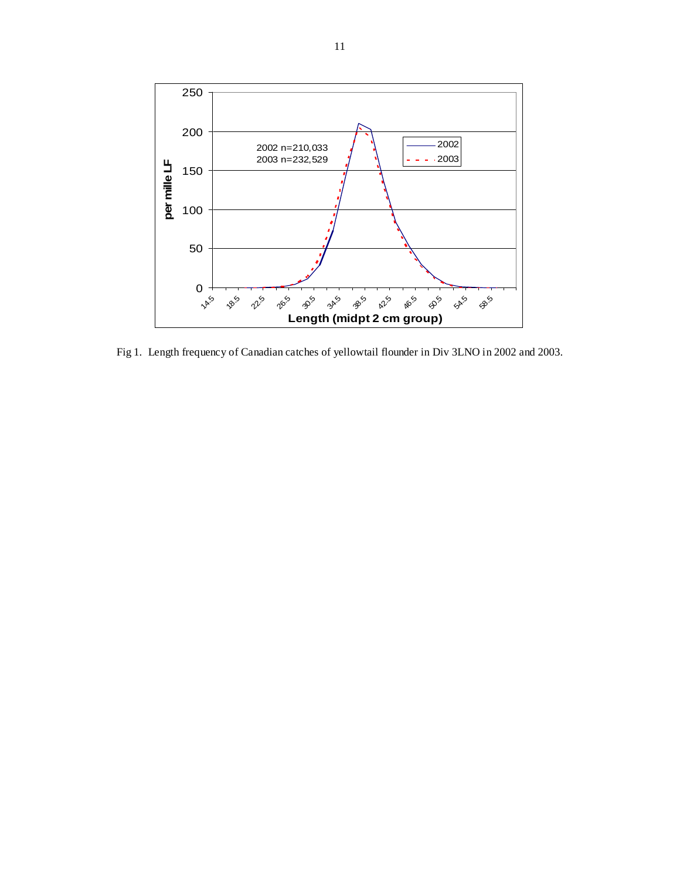Fig 1. Length frequency of Canadian catches of yellowtail flounder in Div 3LNO in 2002 and 2003.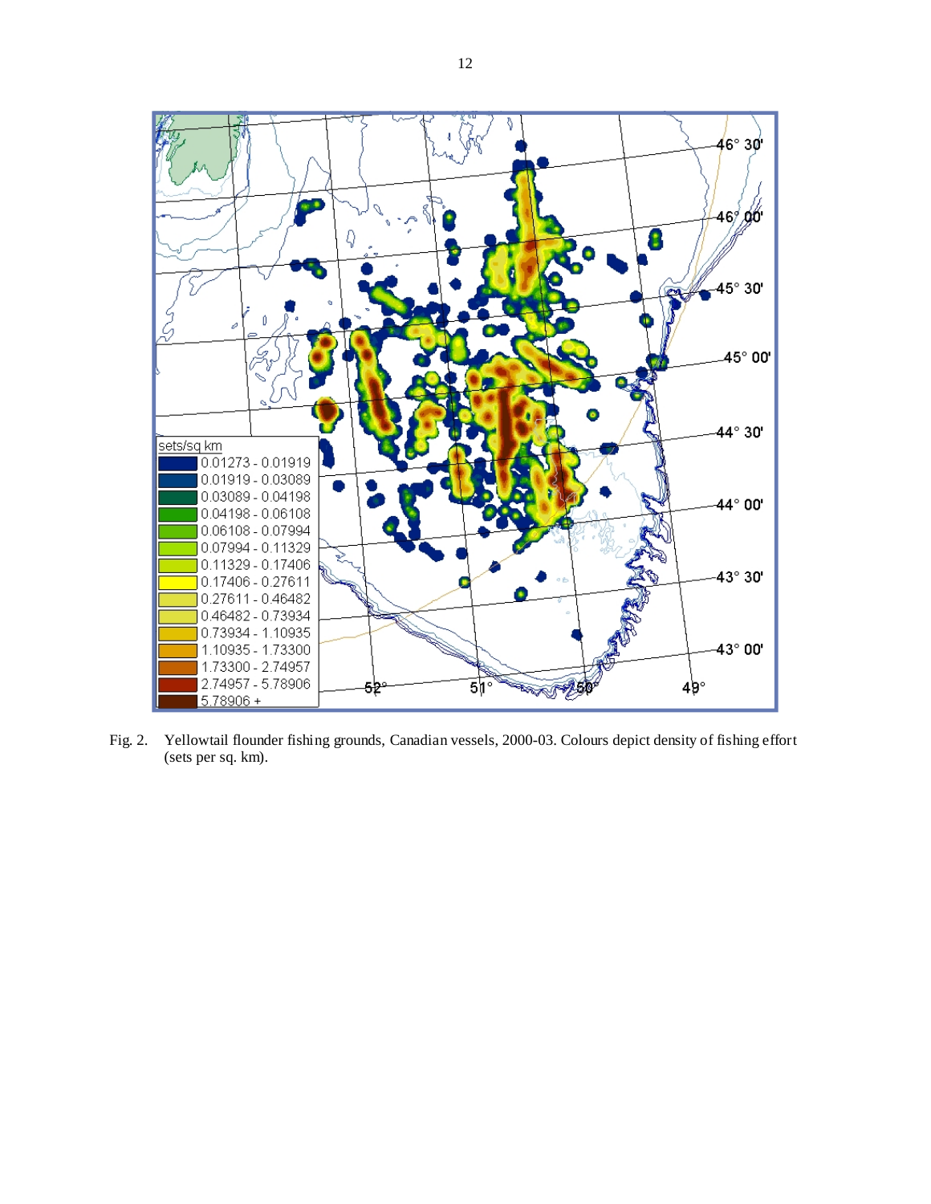Fig. 2. Yellowtail flounder fishing grounds, Canadian vessels, 2000-03. Colours depict density of fishing effort (sets per sq. km).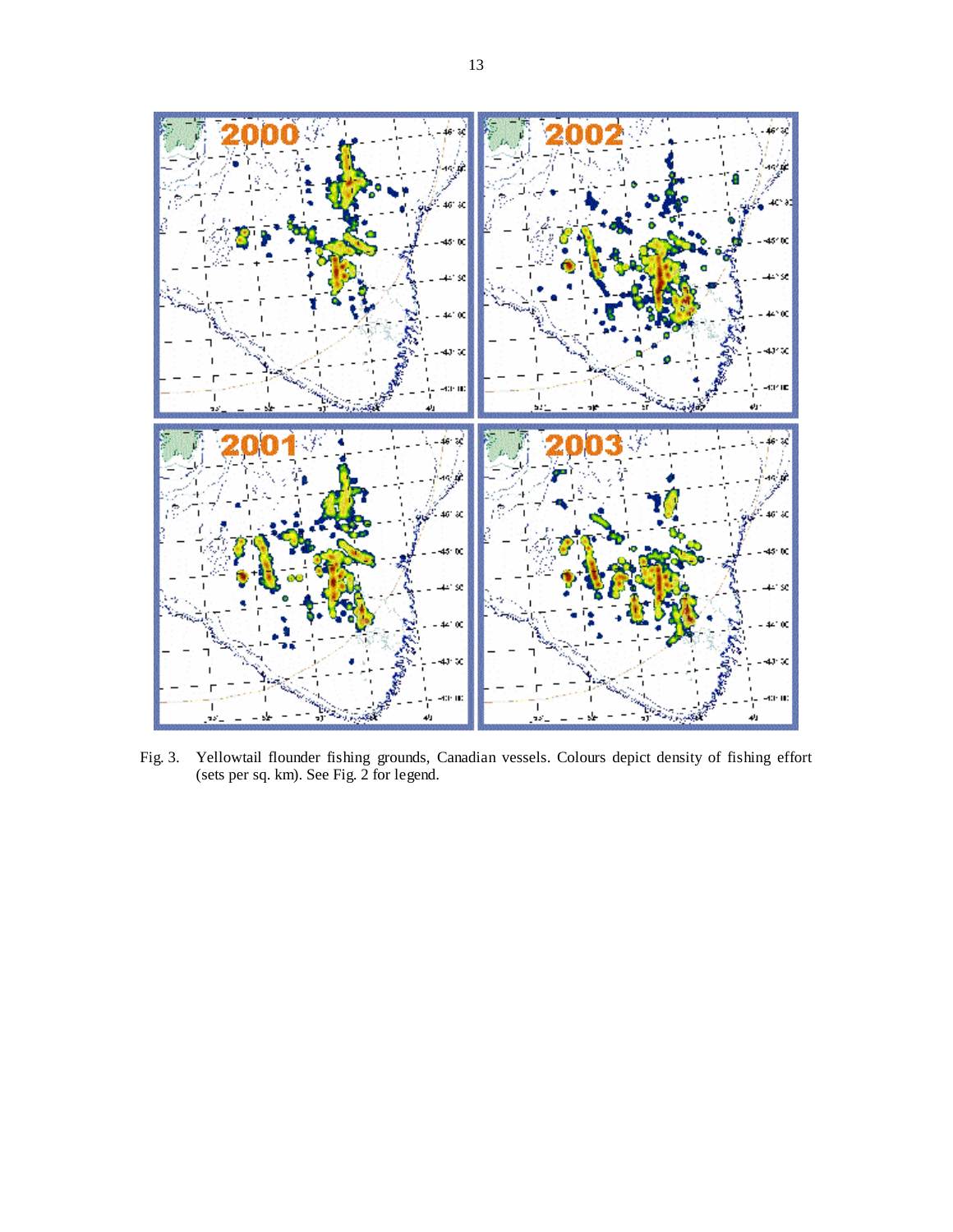Fig. 3. Yellowtail flounder fishing grounds, Canadian vessels. Colours depict density of fishing effort (sets per sq. km). See Fig. 2 for legend.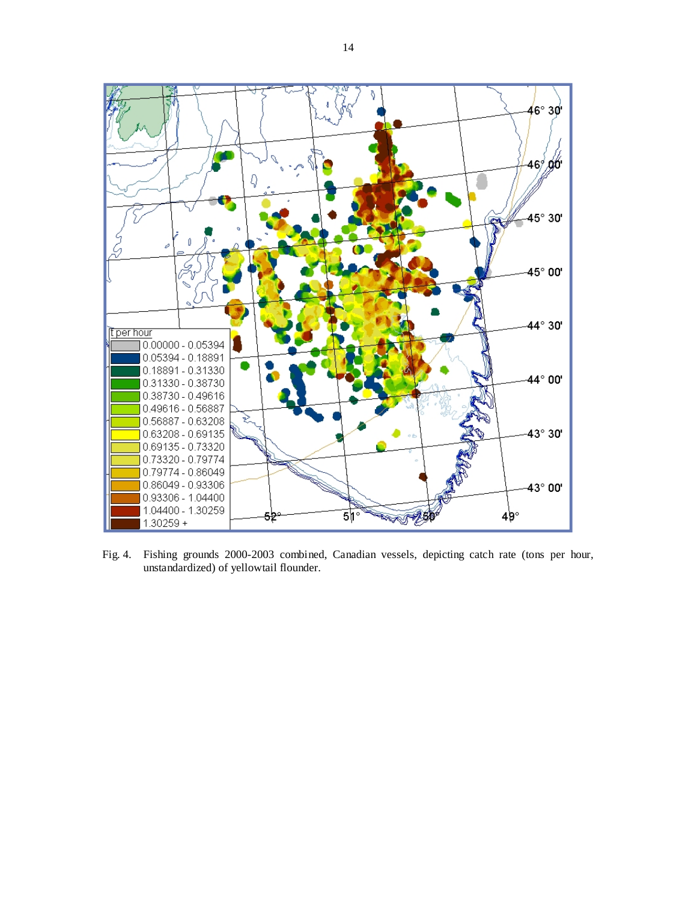Fig. 4. Fishing grounds 2000-2003 combined, Canadian vessels, depicting catch rate (tons per hour, unstandardized) of yellowtail flounder.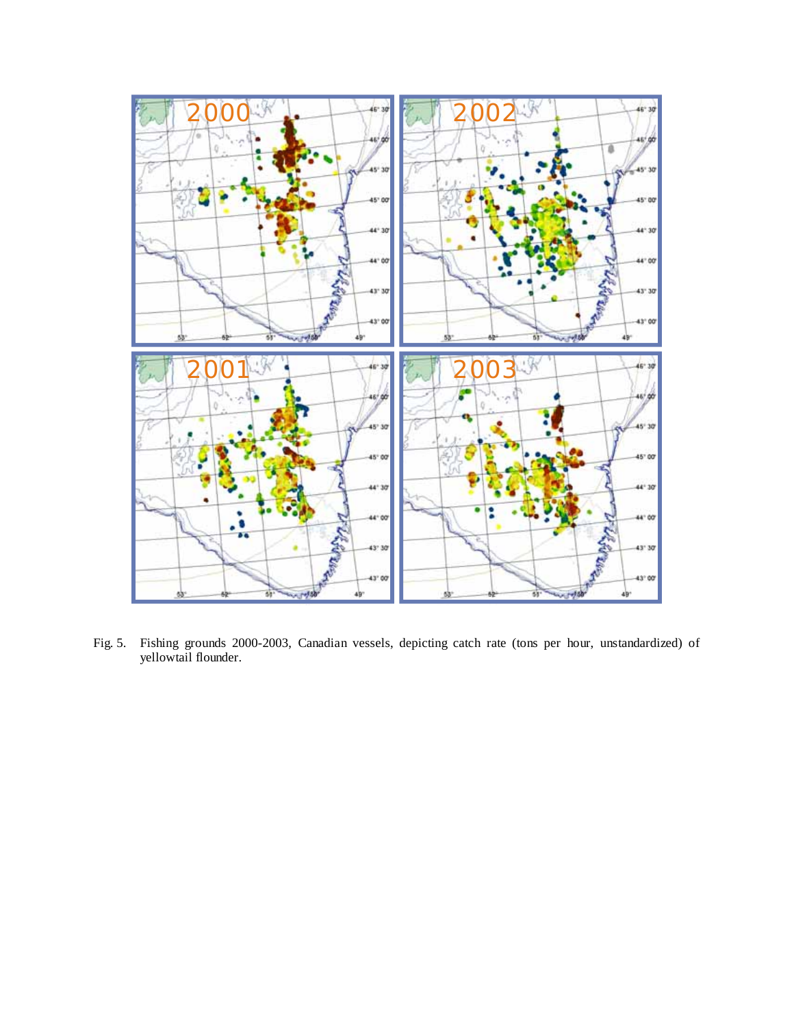Fig. 5. Fishing grounds 2000-2003, Canadian vessels, depicting catch rate (tons per hour, unstandardized) of yellowtail flounder.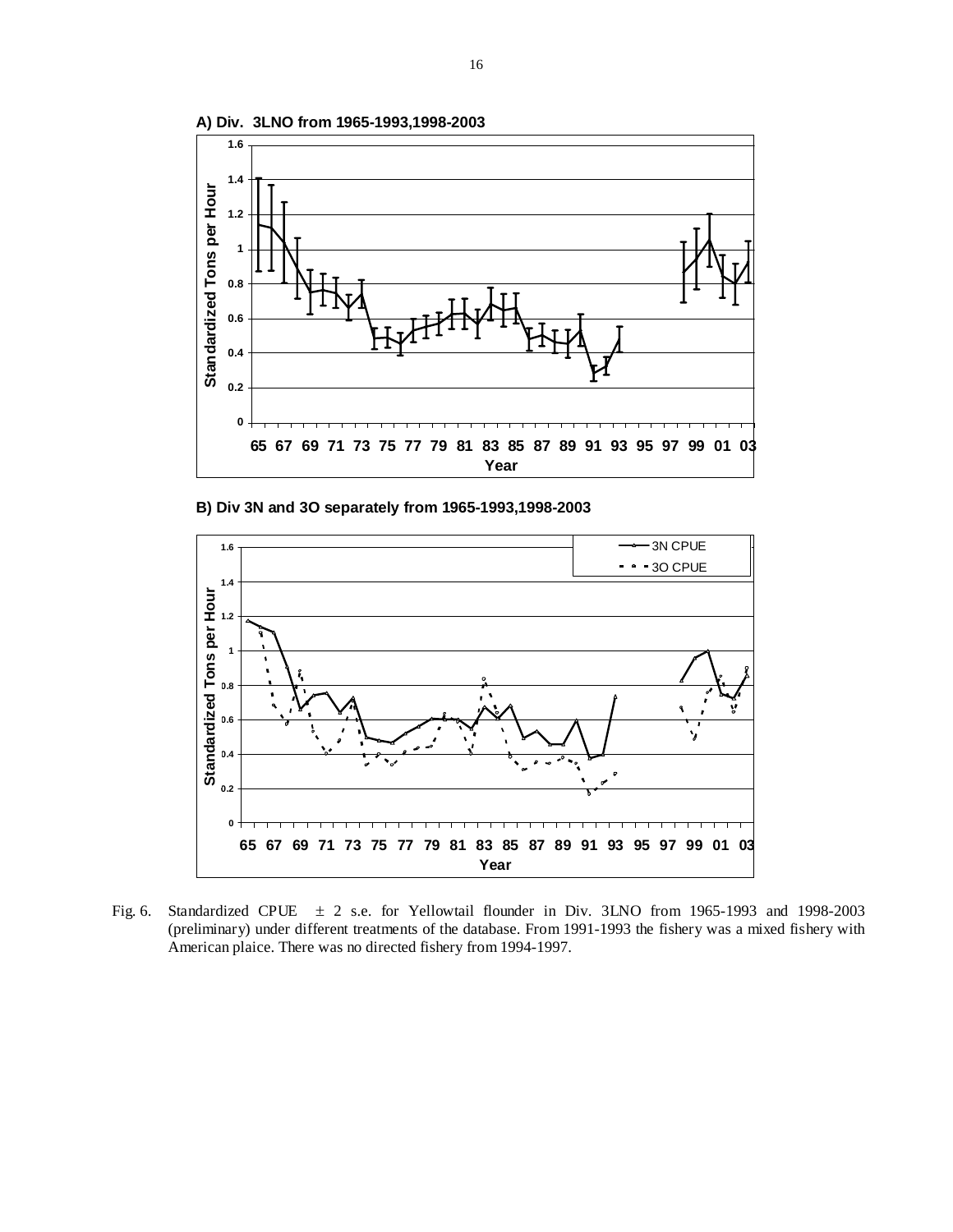**A) Div. 3LNO from 1965-1993,1998-2003**

Standardized Tons per Hour

1.6
1.4
1.2
1
0.8
0.6
0.4
0.2
0

65 67 69 71 73 75 77 79 81 83 85 87 89 91 93 95 97 99 01 03

Year

**B) Div 3N and 3O separately from 1965-1993,1998-2003**

3N CPUE
3O CPUE

Standardized Tons per Hour

1.6
1.4
1.2
1
0.8
0.6
0.4
0.2
0

65 67 69 71 73 75 77 79 81 83 85 87 89 91 93 95 97 99 01 03

Year

Fig. 6. Standardized CPUE ± 2 s.e. for Yellowtail flounder in Div. 3LNO from 1965-1993 and 1998-2003 (preliminary) under different treatments of the database. From 1991-1993 the fishery was a mixed fishery with American plaice. There was no directed fishery from 1994-1997.